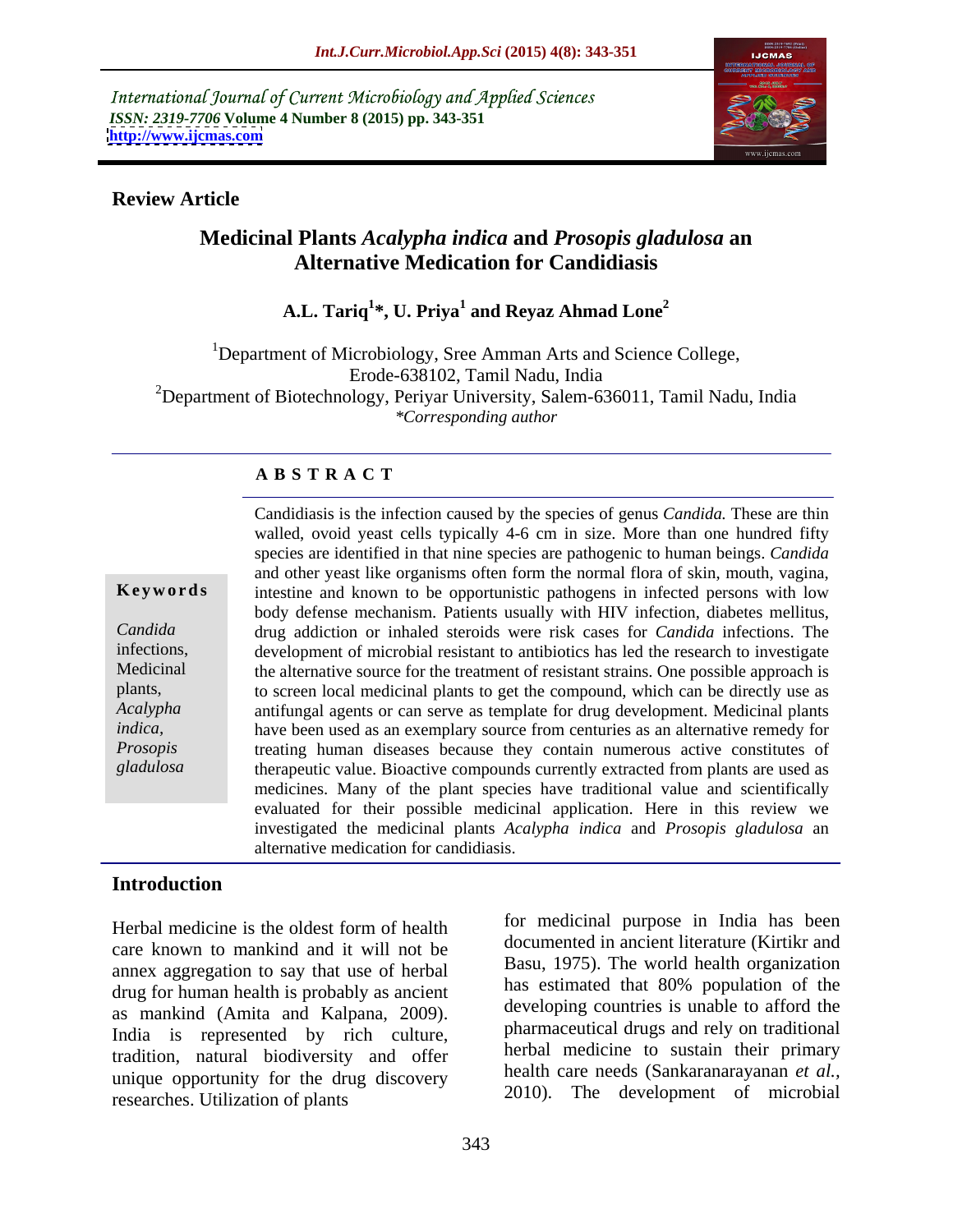International Journal of Current Microbiology and Applied Sciences
*ISSN: 2319-7706* **Volume 4 Number 8 (2015) pp. 343-351**
**http://www.ijcmas.com**

**Review Article**

# Medicinal Plants *Acalypha indica* and *Prosopis gladulosa* an Alternative Medication for Candidiasis

**A.L. Tariq[1]*, U. Priya[1] and Reyaz Ahmad Lone[2]**

[1]Department of Microbiology, Sree Amman Arts and Science College, Erode-638102, Tamil Nadu, India
[2]Department of Biotechnology, Periyar University, Salem-636011, Tamil Nadu, India
*Corresponding author

## ABSTRACT

**Keywords**

*Candida* infections, Medicinal plants, *Acalypha indica*, *Prosopis gladulosa*

Candidiasis is the infection caused by the species of genus *Candida.* These are thin walled, ovoid yeast cells typically 4-6 cm in size. More than one hundred fifty species are identified in that nine species are pathogenic to human beings. *Candida* and other yeast like organisms often form the normal flora of skin, mouth, vagina, intestine and known to be opportunistic pathogens in infected persons with low body defense mechanism. Patients usually with HIV infection, diabetes mellitus, drug addiction or inhaled steroids were risk cases for *Candida* infections. The development of microbial resistant to antibiotics has led the research to investigate the alternative source for the treatment of resistant strains. One possible approach is to screen local medicinal plants to get the compound, which can be directly use as antifungal agents or can serve as template for drug development. Medicinal plants have been used as an exemplary source from centuries as an alternative remedy for treating human diseases because they contain numerous active constitutes of therapeutic value. Bioactive compounds currently extracted from plants are used as medicines. Many of the plant species have traditional value and scientifically evaluated for their possible medicinal application. Here in this review we investigated the medicinal plants *Acalypha indica* and *Prosopis gladulosa* an alternative medication for candidiasis.

## Introduction

Herbal medicine is the oldest form of health care known to mankind and it will not be annex aggregation to say that use of herbal drug for human health is probably as ancient as mankind (Amita and Kalpana, 2009). India is represented by rich culture, tradition, natural biodiversity and offer unique opportunity for the drug discovery researches. Utilization of plants for medicinal purpose in India has been documented in ancient literature (Kirtikr and Basu, 1975). The world health organization has estimated that 80% population of the developing countries is unable to afford the pharmaceutical drugs and rely on traditional herbal medicine to sustain their primary health care needs (Sankaranarayanan *et al.,* 2010). The development of microbial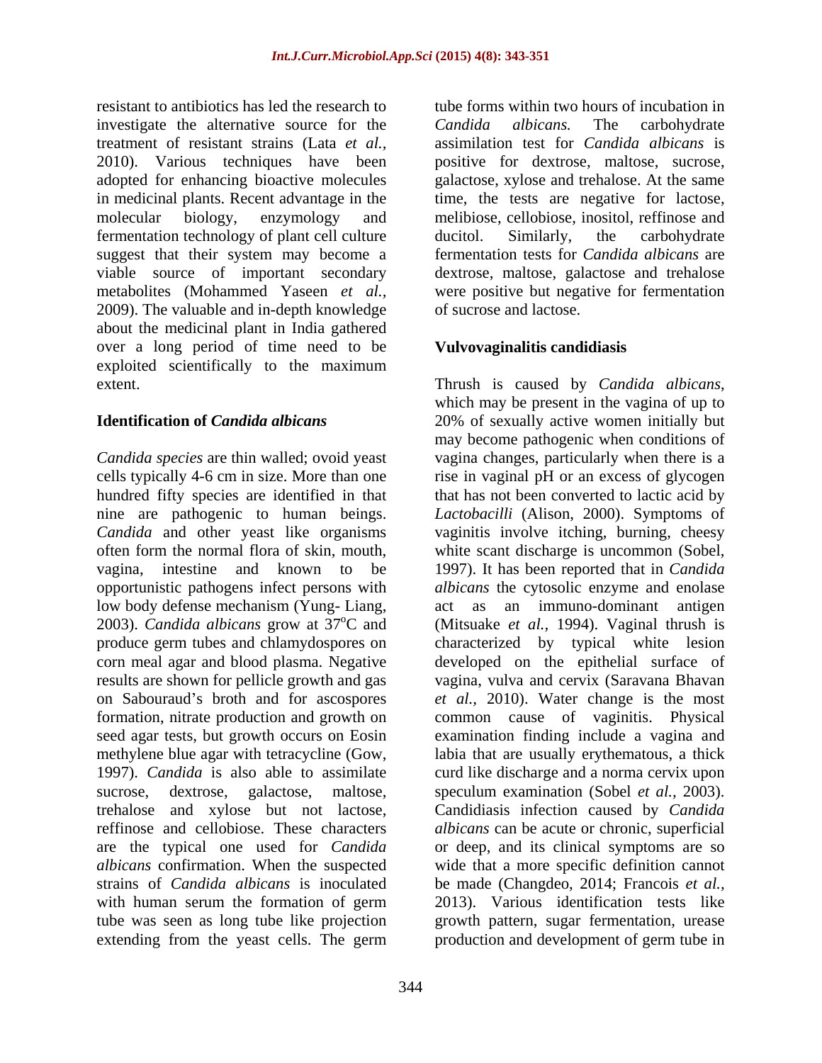resistant to antibiotics has led the research to investigate the alternative source for the treatment of resistant strains (Lata *et al.,* 2010). Various techniques have been adopted for enhancing bioactive molecules in medicinal plants. Recent advantage in the molecular biology, enzymology and fermentation technology of plant cell culture suggest that their system may become a viable source of important secondary metabolites (Mohammed Yaseen *et al.,* 2009). The valuable and in-depth knowledge about the medicinal plant in India gathered over a long period of time need to be exploited scientifically to the maximum extent.

## Identification of *Candida albicans*

*Candida species* are thin walled; ovoid yeast cells typically 4-6 cm in size. More than one hundred fifty species are identified in that nine are pathogenic to human beings. *Candida* and other yeast like organisms often form the normal flora of skin, mouth, vagina, intestine and known to be opportunistic pathogens infect persons with low body defense mechanism (Yung- Liang, 2003). *Candida albicans* grow at $37^oC$ and produce germ tubes and chlamydospores on corn meal agar and blood plasma. Negative results are shown for pellicle growth and gas on Sabouraud's broth and for ascospores formation, nitrate production and growth on seed agar tests, but growth occurs on Eosin methylene blue agar with tetracycline (Gow, 1997). *Candida* is also able to assimilate sucrose, dextrose, galactose, maltose, trehalose and xylose but not lactose, reffinose and cellobiose. These characters are the typical one used for *Candida albicans* confirmation. When the suspected strains of *Candida albicans* is inoculated with human serum the formation of germ tube was seen as long tube like projection extending from the yeast cells. The germ tube forms within two hours of incubation in *Candida albicans.* The carbohydrate assimilation test for *Candida albicans* is positive for dextrose, maltose, sucrose, galactose, xylose and trehalose. At the same time, the tests are negative for lactose, melibiose, cellobiose, inositol, reffinose and ducitol. Similarly, the carbohydrate fermentation tests for *Candida albicans* are dextrose, maltose, galactose and trehalose were positive but negative for fermentation of sucrose and lactose.

## Vulvovaginalitis candidiasis

Thrush is caused by *Candida albicans*, which may be present in the vagina of up to 20% of sexually active women initially but may become pathogenic when conditions of vagina changes, particularly when there is a rise in vaginal pH or an excess of glycogen that has not been converted to lactic acid by *Lactobacilli* (Alison, 2000). Symptoms of vaginitis involve itching, burning, cheesy white scant discharge is uncommon (Sobel, 1997). It has been reported that in *Candida albicans* the cytosolic enzyme and enolase act as an immuno-dominant antigen (Mitsuake *et al.,* 1994). Vaginal thrush is characterized by typical white lesion developed on the epithelial surface of vagina, vulva and cervix (Saravana Bhavan *et al.,* 2010). Water change is the most common cause of vaginitis. Physical examination finding include a vagina and labia that are usually erythematous, a thick curd like discharge and a norma cervix upon speculum examination (Sobel *et al.,* 2003). Candidiasis infection caused by *Candida albicans* can be acute or chronic, superficial or deep, and its clinical symptoms are so wide that a more specific definition cannot be made (Changdeo, 2014; Francois *et al.,* 2013). Various identification tests like growth pattern, sugar fermentation, urease production and development of germ tube in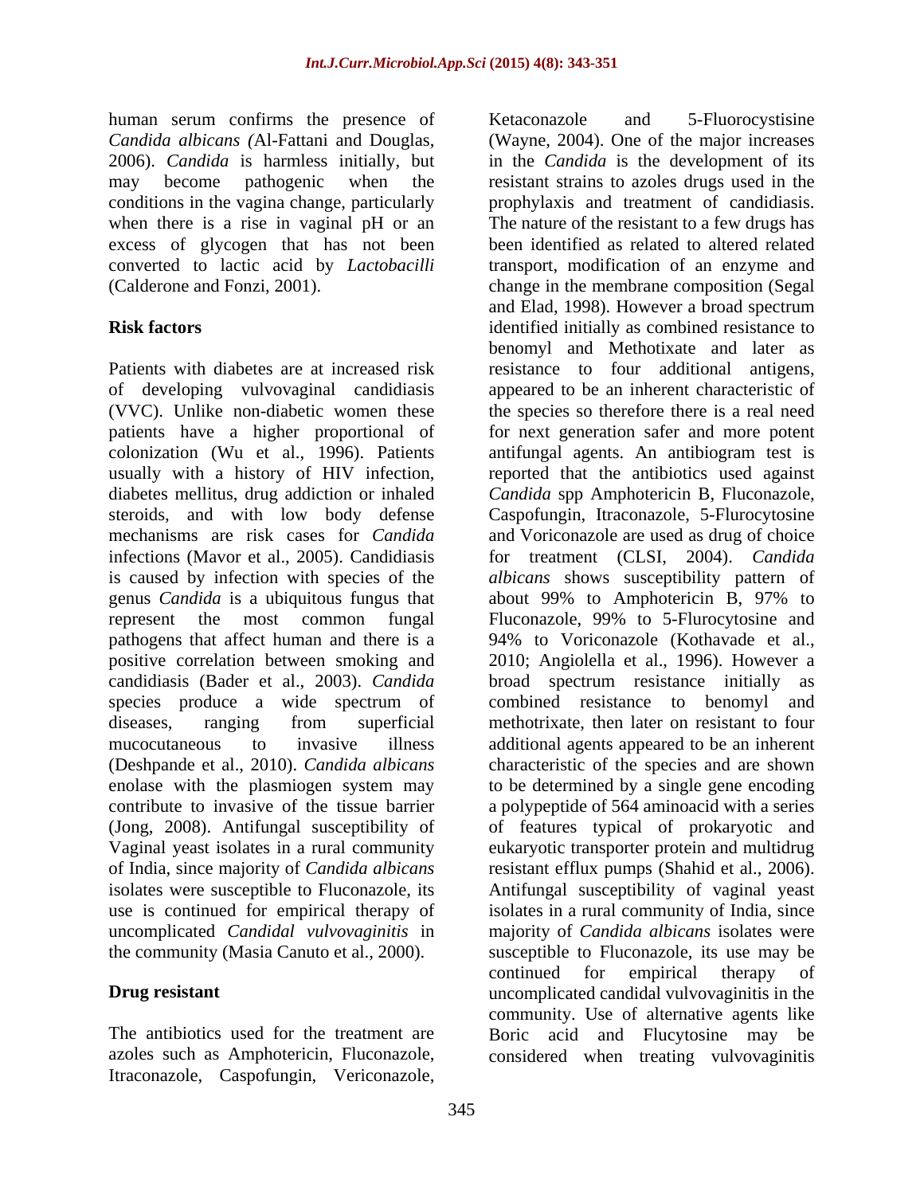human serum confirms the presence of *Candida albicans (*Al-Fattani and Douglas, 2006). *Candida* is harmless initially, but may become pathogenic when the conditions in the vagina change, particularly when there is a rise in vaginal pH or an excess of glycogen that has not been converted to lactic acid by *Lactobacilli* (Calderone and Fonzi, 2001).

## Risk factors

Patients with diabetes are at increased risk of developing vulvovaginal candidiasis (VVC). Unlike non-diabetic women these patients have a higher proportional of colonization (Wu et al., 1996). Patients usually with a history of HIV infection, diabetes mellitus, drug addiction or inhaled steroids, and with low body defense mechanisms are risk cases for *Candida* infections (Mavor et al., 2005). Candidiasis is caused by infection with species of the genus *Candida* is a ubiquitous fungus that represent the most common fungal pathogens that affect human and there is a positive correlation between smoking and candidiasis (Bader et al., 2003). *Candida* species produce a wide spectrum of diseases, ranging from superficial mucocutaneous to invasive illness (Deshpande et al., 2010). *Candida albicans* enolase with the plasmiogen system may contribute to invasive of the tissue barrier (Jong, 2008). Antifungal susceptibility of Vaginal yeast isolates in a rural community of India, since majority of *Candida albicans* isolates were susceptible to Fluconazole, its use is continued for empirical therapy of uncomplicated *Candidal vulvovaginitis* in the community (Masia Canuto et al., 2000).

## Drug resistant

The antibiotics used for the treatment are azoles such as Amphotericin, Fluconazole, Itraconazole, Caspofungin, Vericonazole, Ketaconazole and 5-Fluorocystisine (Wayne, 2004). One of the major increases in the *Candida* is the development of its resistant strains to azoles drugs used in the prophylaxis and treatment of candidiasis. The nature of the resistant to a few drugs has been identified as related to altered related transport, modification of an enzyme and change in the membrane composition (Segal and Elad, 1998). However a broad spectrum identified initially as combined resistance to benomyl and Methotixate and later as resistance to four additional antigens, appeared to be an inherent characteristic of the species so therefore there is a real need for next generation safer and more potent antifungal agents. An antibiogram test is reported that the antibiotics used against *Candida* spp Amphotericin B, Fluconazole, Caspofungin, Itraconazole, 5-Flurocytosine and Voriconazole are used as drug of choice for treatment (CLSI, 2004). *Candida albicans* shows susceptibility pattern of about 99% to Amphotericin B, 97% to Fluconazole, 99% to 5-Flurocytosine and 94% to Voriconazole (Kothavade et al., 2010; Angiolella et al., 1996). However a broad spectrum resistance initially as combined resistance to benomyl and methotrixate, then later on resistant to four additional agents appeared to be an inherent characteristic of the species and are shown to be determined by a single gene encoding a polypeptide of 564 aminoacid with a series of features typical of prokaryotic and eukaryotic transporter protein and multidrug resistant efflux pumps (Shahid et al., 2006). Antifungal susceptibility of vaginal yeast isolates in a rural community of India, since majority of *Candida albicans* isolates were susceptible to Fluconazole, its use may be continued for empirical therapy of uncomplicated candidal vulvovaginitis in the community. Use of alternative agents like Boric acid and Flucytosine may be considered when treating vulvovaginitis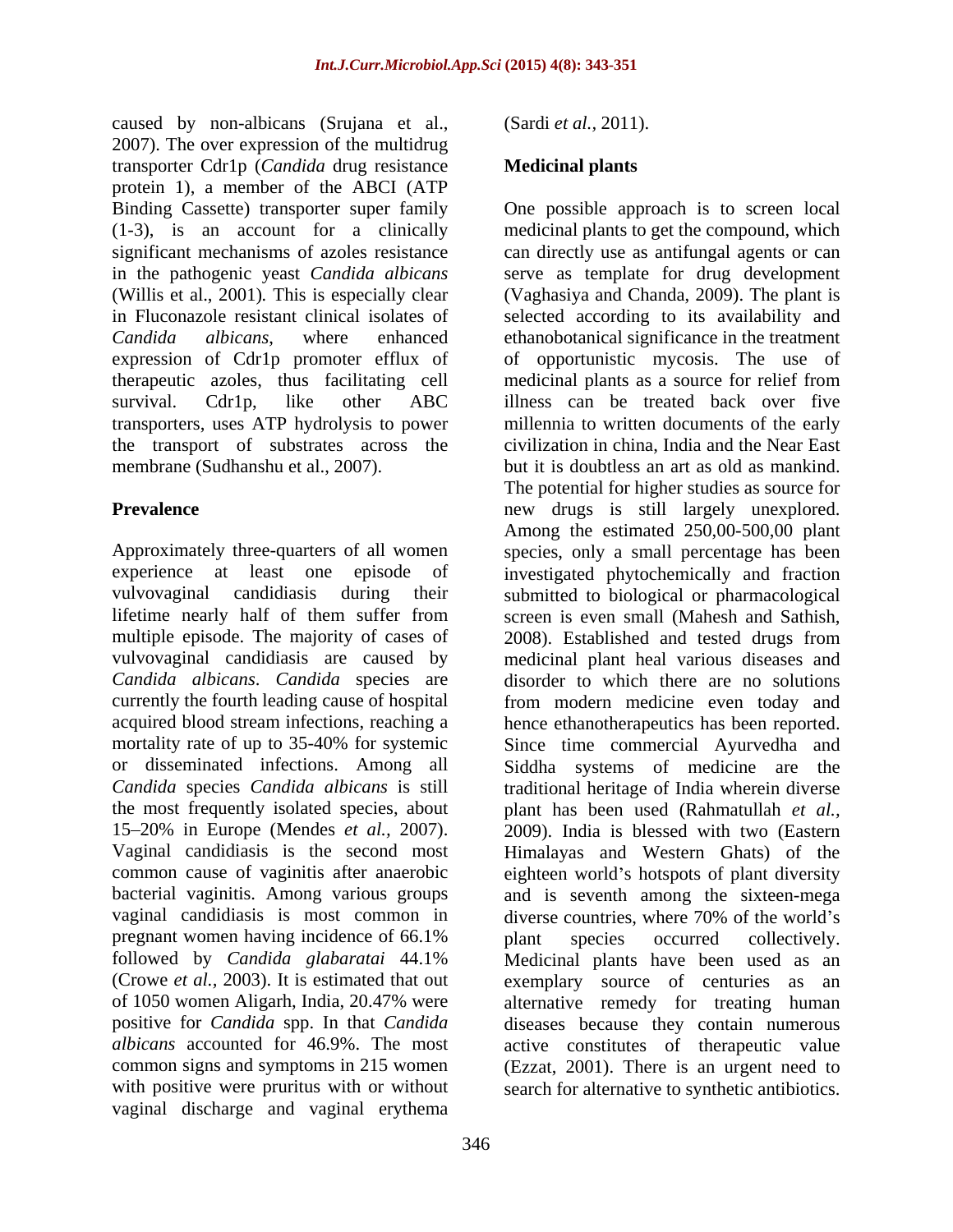caused by non-albicans (Srujana et al., 2007). The over expression of the multidrug transporter Cdr1p (*Candida* drug resistance protein 1), a member of the ABCI (ATP Binding Cassette) transporter super family (1-3), is an account for a clinically significant mechanisms of azoles resistance in the pathogenic yeast *Candida albicans* (Willis et al., 2001). This is especially clear in Fluconazole resistant clinical isolates of *Candida albicans*, where enhanced expression of Cdr1p promoter efflux of therapeutic azoles, thus facilitating cell survival. Cdr1p, like other ABC transporters, uses ATP hydrolysis to power the transport of substrates across the membrane (Sudhanshu et al., 2007).

## Prevalence

Approximately three-quarters of all women experience at least one episode of vulvovaginal candidiasis during their lifetime nearly half of them suffer from multiple episode. The majority of cases of vulvovaginal candidiasis are caused by *Candida albicans*. *Candida* species are currently the fourth leading cause of hospital acquired blood stream infections, reaching a mortality rate of up to 35-40% for systemic or disseminated infections. Among all *Candida* species *Candida albicans* is still the most frequently isolated species, about 15–20% in Europe (Mendes *et al.,* 2007). Vaginal candidiasis is the second most common cause of vaginitis after anaerobic bacterial vaginitis. Among various groups vaginal candidiasis is most common in pregnant women having incidence of 66.1% followed by *Candida glabaratai* 44.1% (Crowe *et al.,* 2003). It is estimated that out of 1050 women Aligarh, India, 20.47% were positive for *Candida* spp. In that *Candida albicans* accounted for 46.9%. The most common signs and symptoms in 215 women with positive were pruritus with or without vaginal discharge and vaginal erythema (Sardi *et al.,* 2011).

## Medicinal plants

One possible approach is to screen local medicinal plants to get the compound, which can directly use as antifungal agents or can serve as template for drug development (Vaghasiya and Chanda, 2009). The plant is selected according to its availability and ethanobotanical significance in the treatment of opportunistic mycosis. The use of medicinal plants as a source for relief from illness can be treated back over five millennia to written documents of the early civilization in china, India and the Near East but it is doubtless an art as old as mankind. The potential for higher studies as source for new drugs is still largely unexplored. Among the estimated 250,00-500,00 plant species, only a small percentage has been investigated phytochemically and fraction submitted to biological or pharmacological screen is even small (Mahesh and Sathish, 2008). Established and tested drugs from medicinal plant heal various diseases and disorder to which there are no solutions from modern medicine even today and hence ethanotherapeutics has been reported. Since time commercial Ayurvedha and Siddha systems of medicine are the traditional heritage of India wherein diverse plant has been used (Rahmatullah *et al.,* 2009). India is blessed with two (Eastern Himalayas and Western Ghats) of the eighteen world's hotspots of plant diversity and is seventh among the sixteen-mega diverse countries, where 70% of the world's plant species occurred collectively. Medicinal plants have been used as an exemplary source of centuries as an alternative remedy for treating human diseases because they contain numerous active constitutes of therapeutic value (Ezzat, 2001). There is an urgent need to search for alternative to synthetic antibiotics.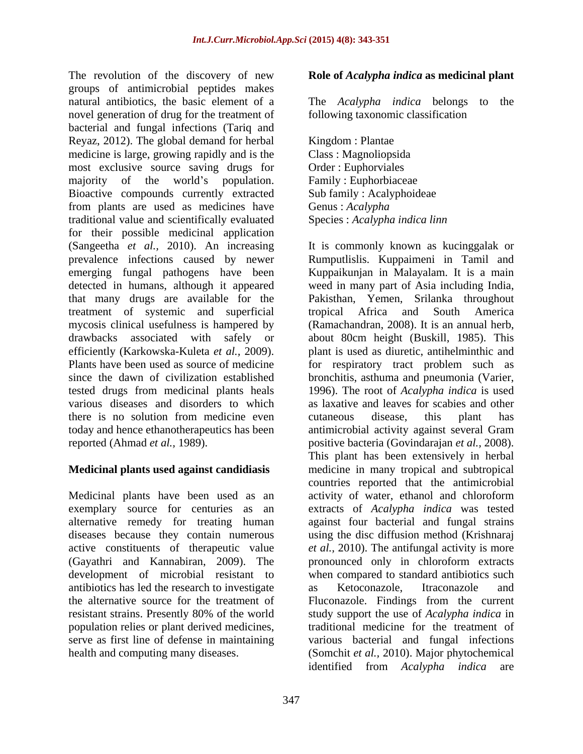The revolution of the discovery of new groups of antimicrobial peptides makes natural antibiotics, the basic element of a novel generation of drug for the treatment of bacterial and fungal infections (Tariq and Reyaz, 2012). The global demand for herbal medicine is large, growing rapidly and is the most exclusive source saving drugs for majority of the world's population. Bioactive compounds currently extracted from plants are used as medicines have traditional value and scientifically evaluated for their possible medicinal application (Sangeetha *et al.,* 2010). An increasing prevalence infections caused by newer emerging fungal pathogens have been detected in humans, although it appeared that many drugs are available for the treatment of systemic and superficial mycosis clinical usefulness is hampered by drawbacks associated with safely or efficiently (Karkowska-Kuleta *et al.,* 2009). Plants have been used as source of medicine since the dawn of civilization established tested drugs from medicinal plants heals various diseases and disorders to which there is no solution from medicine even today and hence ethanotherapeutics has been reported (Ahmad *et al.,* 1989).

## Medicinal plants used against candidiasis

Medicinal plants have been used as an exemplary source for centuries as an alternative remedy for treating human diseases because they contain numerous active constituents of therapeutic value (Gayathri and Kannabiran, 2009). The development of microbial resistant to antibiotics has led the research to investigate the alternative source for the treatment of resistant strains. Presently 80% of the world population relies or plant derived medicines, serve as first line of defense in maintaining health and computing many diseases.

## Role of *Acalypha indica* as medicinal plant

The *Acalypha indica* belongs to the following taxonomic classification

Kingdom : Plantae
Class : Magnoliopsida
Order : Euphorviales
Family : Euphorbiaceae
Sub family : Acalyphoideae
Genus : *Acalypha*
Species : *Acalypha indica linn*

It is commonly known as kucinggalak or Rumputlislis. Kuppaimeni in Tamil and Kuppaikunjan in Malayalam. It is a main weed in many part of Asia including India, Pakisthan, Yemen, Srilanka throughout tropical Africa and South America (Ramachandran, 2008). It is an annual herb, about 80cm height (Buskill, 1985). This plant is used as diuretic, antihelminthic and for respiratory tract problem such as bronchitis, asthuma and pneumonia (Varier, 1996). The root of *Acalypha indica* is used as laxative and leaves for scabies and other cutaneous disease, this plant has antimicrobial activity against several Gram positive bacteria (Govindarajan *et al.,* 2008). This plant has been extensively in herbal medicine in many tropical and subtropical countries reported that the antimicrobial activity of water, ethanol and chloroform extracts of *Acalypha indica* was tested against four bacterial and fungal strains using the disc diffusion method (Krishnaraj *et al.,* 2010). The antifungal activity is more pronounced only in chloroform extracts when compared to standard antibiotics such as Ketoconazole, Itraconazole and Fluconazole. Findings from the current study support the use of *Acalypha indica* in traditional medicine for the treatment of various bacterial and fungal infections (Somchit *et al.,* 2010). Major phytochemical identified from *Acalypha indica* are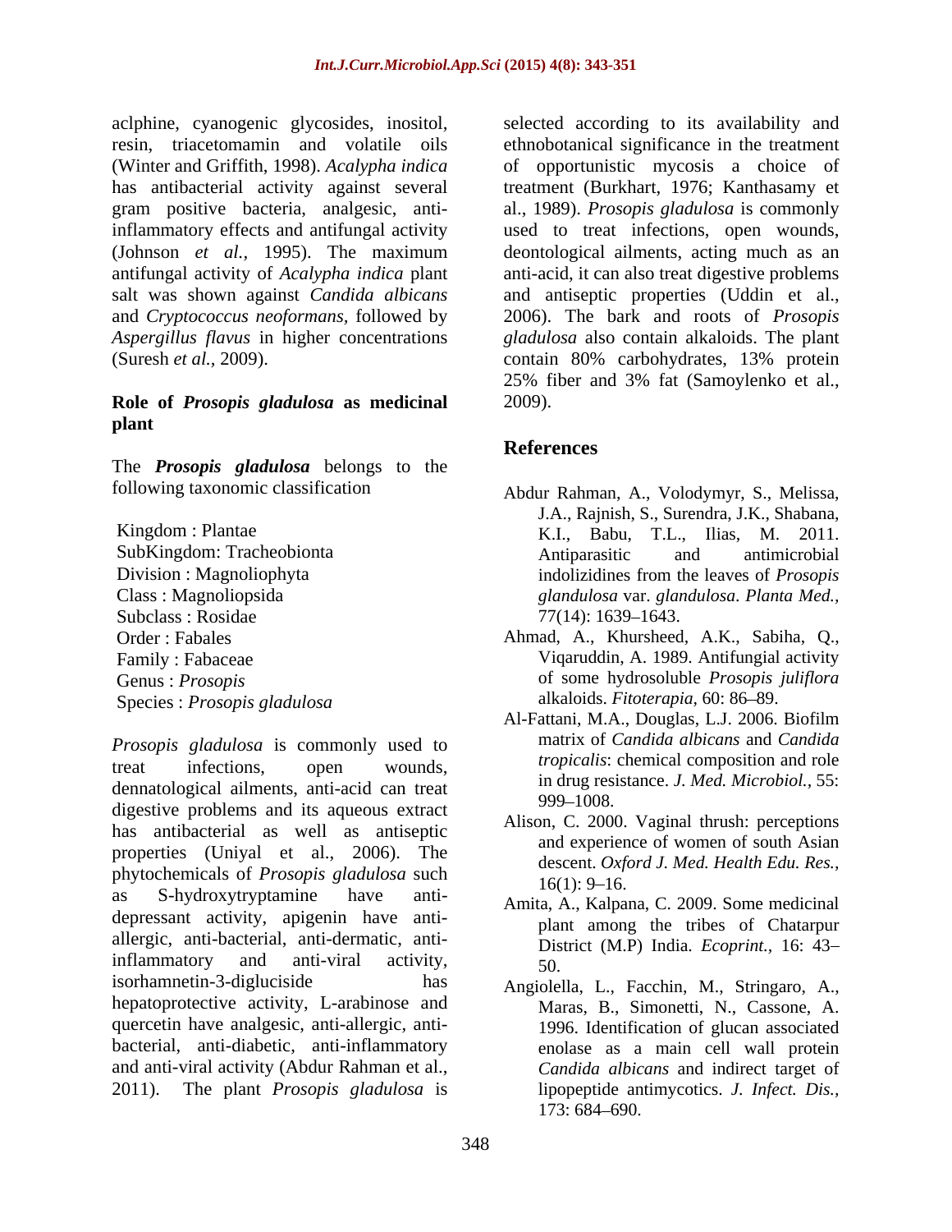aclphine, cyanogenic glycosides, inositol, resin, triacetomamin and volatile oils (Winter and Griffith, 1998). *Acalypha indica* has antibacterial activity against several gram positive bacteria, analgesic, anti-inflammatory effects and antifungal activity (Johnson *et al.,* 1995). The maximum antifungal activity of *Acalypha indica* plant salt was shown against *Candida albicans* and *Cryptococcus neoformans,* followed by *Aspergillus flavus* in higher concentrations (Suresh *et al.,* 2009).

## Role of *Prosopis gladulosa* as medicinal plant

The ***Prosopis gladulosa*** belongs to the following taxonomic classification

Kingdom : Plantae
SubKingdom: Tracheobionta
Division : Magnoliophyta
Class : Magnoliopsida
Subclass : Rosidae
Order : Fabales
Family : Fabaceae
Genus : *Prosopis*
Species : *Prosopis gladulosa*

*Prosopis gladulosa* is commonly used to treat infections, open wounds, dennatological ailments, anti-acid can treat digestive problems and its aqueous extract has antibacterial as well as antiseptic properties (Uniyal et al., 2006). The phytochemicals of *Prosopis gladulosa* such as S-hydroxytryptamine have anti-depressant activity, apigenin have anti-allergic, anti-bacterial, anti-dermatic, anti-inflammatory and anti-viral activity, isorhamnetin-3-digluciside has hepatoprotective activity, L-arabinose and quercetin have analgesic, anti-allergic, anti-bacterial, anti-diabetic, anti-inflammatory and anti-viral activity (Abdur Rahman et al., 2011). The plant *Prosopis gladulosa* is selected according to its availability and ethnobotanical significance in the treatment of opportunistic mycosis a choice of treatment (Burkhart, 1976; Kanthasamy et al., 1989). *Prosopis gladulosa* is commonly used to treat infections, open wounds, deontological ailments, acting much as an anti-acid, it can also treat digestive problems and antiseptic properties (Uddin et al., 2006). The bark and roots of *Prosopis gladulosa* also contain alkaloids. The plant contain 80% carbohydrates, 13% protein 25% fiber and 3% fat (Samoylenko et al., 2009).

## References

Abdur Rahman, A., Volodymyr, S., Melissa, J.A., Rajnish, S., Surendra, J.K., Shabana, K.I., Babu, T.L., Ilias, M. 2011. Antiparasitic and antimicrobial indolizidines from the leaves of *Prosopis glandulosa* var. *glandulosa*. *Planta Med.,* 77(14): 1639–1643.

Ahmad, A., Khursheed, A.K., Sabiha, Q., Viqaruddin, A. 1989. Antifungial activity of some hydrosoluble *Prosopis juliflora* alkaloids. *Fitoterapia,* 60: 86–89.

Al-Fattani, M.A., Douglas, L.J. 2006. Biofilm matrix of *Candida albicans* and *Candida tropicalis*: chemical composition and role in drug resistance. *J. Med. Microbiol.,* 55: 999–1008.

Alison, C. 2000. Vaginal thrush: perceptions and experience of women of south Asian descent. *Oxford J. Med. Health Edu. Res.,* 16(1): 9–16.

Amita, A., Kalpana, C. 2009. Some medicinal plant among the tribes of Chatarpur District (M.P) India. *Ecoprint.,* 16: 43–50.

Angiolella, L., Facchin, M., Stringaro, A., Maras, B., Simonetti, N., Cassone, A. 1996. Identification of glucan associated enolase as a main cell wall protein *Candida albicans* and indirect target of lipopeptide antimycotics. *J. Infect. Dis.,* 173: 684–690.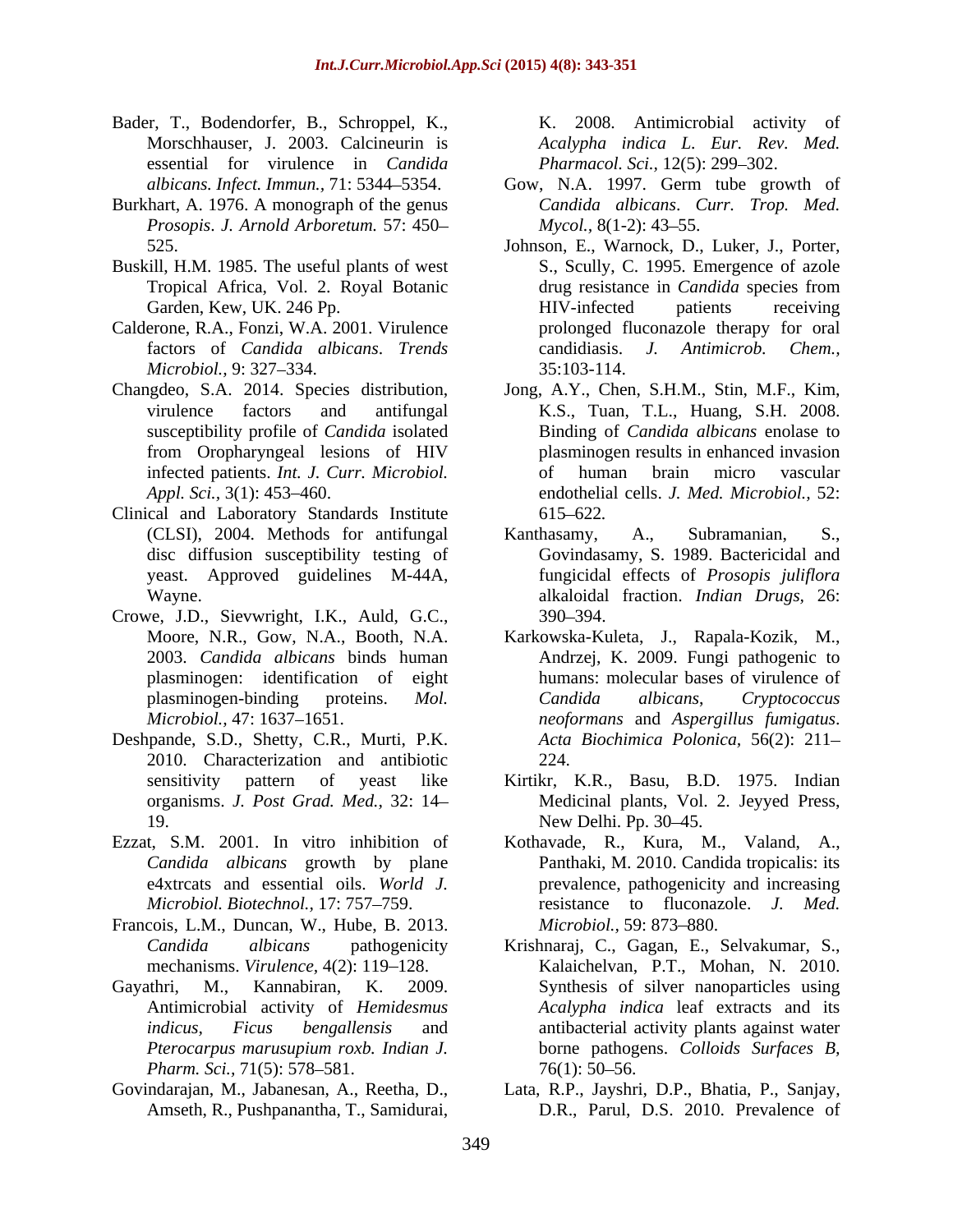Bader, T., Bodendorfer, B., Schroppel, K., Morschhauser, J. 2003. Calcineurin is essential for virulence in *Candida albicans*. *Infect. Immun.,* 71: 5344–5354.

Burkhart, A. 1976. A monograph of the genus *Prosopis*. *J. Arnold Arboretum.* 57: 450–525.

Buskill, H.M. 1985. The useful plants of west Tropical Africa, Vol. 2. Royal Botanic Garden, Kew, UK. 246 Pp.

Calderone, R.A., Fonzi, W.A. 2001. Virulence factors of *Candida albicans*. *Trends Microbiol.,* 9: 327–334.

Changdeo, S.A. 2014. Species distribution, virulence factors and antifungal susceptibility profile of *Candida* isolated from Oropharyngeal lesions of HIV infected patients. *Int. J. Curr. Microbiol. Appl. Sci.,* 3(1): 453–460.

Clinical and Laboratory Standards Institute (CLSI), 2004. Methods for antifungal disc diffusion susceptibility testing of yeast. Approved guidelines M-44A, Wayne.

Crowe, J.D., Sievwright, I.K., Auld, G.C., Moore, N.R., Gow, N.A., Booth, N.A. 2003. *Candida albicans* binds human plasminogen: identification of eight plasminogen-binding proteins. *Mol. Microbiol.,* 47: 1637–1651.

Deshpande, S.D., Shetty, C.R., Murti, P.K. 2010. Characterization and antibiotic sensitivity pattern of yeast like organisms. *J. Post Grad. Med.,* 32: 14–19.

Ezzat, S.M. 2001. In vitro inhibition of *Candida albicans* growth by plane e4xtrcats and essential oils. *World J. Microbiol. Biotechnol.,* 17: 757–759.

Francois, L.M., Duncan, W., Hube, B. 2013. *Candida albicans* pathogenicity mechanisms. *Virulence,* 4(2): 119–128.

Gayathri, M., Kannabiran, K. 2009. Antimicrobial activity of *Hemidesmus indicus, Ficus bengallensis* and *Pterocarpus marusupium roxb. Indian J. Pharm. Sci.,* 71(5): 578–581.

Govindarajan, M., Jabanesan, A., Reetha, D., Amseth, R., Pushpanantha, T., Samidurai, K. 2008. Antimicrobial activity of *Acalypha indica L. Eur. Rev. Med. Pharmacol. Sci.,* 12(5): 299–302.

Gow, N.A. 1997. Germ tube growth of *Candida albicans*. *Curr. Trop. Med. Mycol.,* 8(1-2): 43–55.

Johnson, E., Warnock, D., Luker, J., Porter, S., Scully, C. 1995. Emergence of azole drug resistance in *Candida* species from HIV-infected patients receiving prolonged fluconazole therapy for oral candidiasis. *J. Antimicrob. Chem.,* 35:103-114.

Jong, A.Y., Chen, S.H.M., Stin, M.F., Kim, K.S., Tuan, T.L., Huang, S.H. 2008. Binding of *Candida albicans* enolase to plasminogen results in enhanced invasion of human brain micro vascular endothelial cells. *J. Med. Microbiol.,* 52: 615–622.

Kanthasamy, A., Subramanian, S., Govindasamy, S. 1989. Bactericidal and fungicidal effects of *Prosopis juliflora* alkaloidal fraction. *Indian Drugs,* 26: 390–394.

Karkowska-Kuleta, J., Rapala-Kozik, M., Andrzej, K. 2009. Fungi pathogenic to humans: molecular bases of virulence of *Candida albicans*, *Cryptococcus neoformans* and *Aspergillus fumigatus*. *Acta Biochimica Polonica,* 56(2): 211–224.

Kirtikr, K.R., Basu, B.D. 1975. Indian Medicinal plants, Vol. 2. Jeyyed Press, New Delhi. Pp. 30–45.

Kothavade, R., Kura, M., Valand, A., Panthaki, M. 2010. Candida tropicalis: its prevalence, pathogenicity and increasing resistance to fluconazole. *J. Med. Microbiol.,* 59: 873–880.

Krishnaraj, C., Gagan, E., Selvakumar, S., Kalaichelvan, P.T., Mohan, N. 2010. Synthesis of silver nanoparticles using *Acalypha indica* leaf extracts and its antibacterial activity plants against water borne pathogens. *Colloids Surfaces B,* 76(1): 50–56.

Lata, R.P., Jayshri, D.P., Bhatia, P., Sanjay, D.R., Parul, D.S. 2010. Prevalence of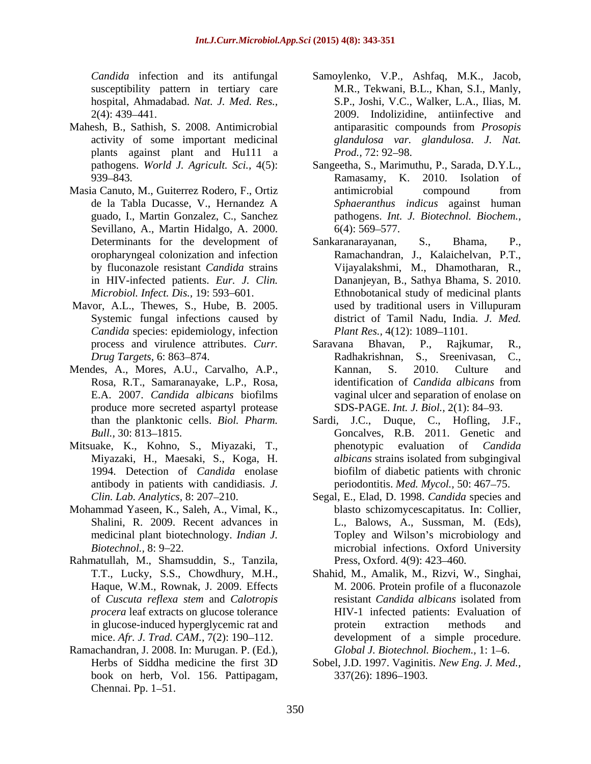*Candida* infection and its antifungal susceptibility pattern in tertiary care hospital, Ahmadabad. *Nat. J. Med. Res.*, 2(4): 439–441.

Mahesh, B., Sathish, S. 2008. Antimicrobial activity of some important medicinal plants against plant and Hu111 a pathogens. *World J. Agricult. Sci.*, 4(5): 939–843.

Masia Canuto, M., Guiterrez Rodero, F., Ortiz de la Tabla Ducasse, V., Hernandez A guado, I., Martin Gonzalez, C., Sanchez Sevillano, A., Martin Hidalgo, A. 2000. Determinants for the development of oropharyngeal colonization and infection by fluconazole resistant *Candida* strains in HIV-infected patients. *Eur. J. Clin. Microbiol. Infect. Dis.*, 19: 593–601.

Mavor, A.L., Thewes, S., Hube, B. 2005. Systemic fungal infections caused by *Candida* species: epidemiology, infection process and virulence attributes. *Curr. Drug Targets*, 6: 863–874.

Mendes, A., Mores, A.U., Carvalho, A.P., Rosa, R.T., Samaranayake, L.P., Rosa, E.A. 2007. *Candida albicans* biofilms produce more secreted aspartyl protease than the planktonic cells. *Biol. Pharm. Bull.*, 30: 813–1815.

Mitsuake, K., Kohno, S., Miyazaki, T., Miyazaki, H., Maesaki, S., Koga, H. 1994. Detection of *Candida* enolase antibody in patients with candidiasis. *J. Clin. Lab. Analytics*, 8: 207–210.

Mohammad Yaseen, K., Saleh, A., Vimal, K., Shalini, R. 2009. Recent advances in medicinal plant biotechnology. *Indian J. Biotechnol.*, 8: 9–22.

Rahmatullah, M., Shamsuddin, S., Tanzila, T.T., Lucky, S.S., Chowdhury, M.H., Haque, W.M., Rownak, J. 2009. Effects of *Cuscuta reflexa stem* and *Calotropis procera* leaf extracts on glucose tolerance in glucose-induced hyperglycemic rat and mice. *Afr. J. Trad. CAM.*, 7(2): 190–112.

Ramachandran, J. 2008. In: Murugan. P. (Ed.), Herbs of Siddha medicine the first 3D book on herb, Vol. 156. Pattipagam, Chennai. Pp. 1–51.

Samoylenko, V.P., Ashfaq, M.K., Jacob, M.R., Tekwani, B.L., Khan, S.I., Manly, S.P., Joshi, V.C., Walker, L.A., Ilias, M. 2009. Indolizidine, antiinfective and antiparasitic compounds from *Prosopis glandulosa var. glandulosa*. *J. Nat. Prod.*, 72: 92–98.

Sangeetha, S., Marimuthu, P., Sarada, D.Y.L., Ramasamy, K. 2010. Isolation of antimicrobial compound from *Sphaeranthus indicus* against human pathogens. *Int. J. Biotechnol. Biochem.*, 6(4): 569–577.

Sankaranarayanan, S., Bhama, P., Ramachandran, J., Kalaichelvan, P.T., Vijayalakshmi, M., Dhamotharan, R., Dananjeyan, B., Sathya Bhama, S. 2010. Ethnobotanical study of medicinal plants used by traditional users in Villupuram district of Tamil Nadu, India. *J. Med. Plant Res.*, 4(12): 1089–1101.

Saravana Bhavan, P., Rajkumar, R., Radhakrishnan, S., Sreenivasan, C., Kannan, S. 2010. Culture and identification of *Candida albicans* from vaginal ulcer and separation of enolase on SDS-PAGE. *Int. J. Biol.*, 2(1): 84–93.

Sardi, J.C., Duque, C., Hofling, J.F., Goncalves, R.B. 2011. Genetic and phenotypic evaluation of *Candida albicans* strains isolated from subgingival biofilm of diabetic patients with chronic periodontitis. *Med. Mycol.*, 50: 467–75.

Segal, E., Elad, D. 1998. *Candida* species and blasto schizomycescapitatus. In: Collier, L., Balows, A., Sussman, M. (Eds), Topley and Wilson's microbiology and microbial infections. Oxford University Press, Oxford. 4(9): 423–460.

Shahid, M., Amalik, M., Rizvi, W., Singhai, M. 2006. Protein profile of a fluconazole resistant *Candida albicans* isolated from HIV-1 infected patients: Evaluation of protein extraction methods and development of a simple procedure. *Global J. Biotechnol. Biochem.*, 1: 1–6.

Sobel, J.D. 1997. Vaginitis. *New Eng. J. Med.*, 337(26): 1896–1903.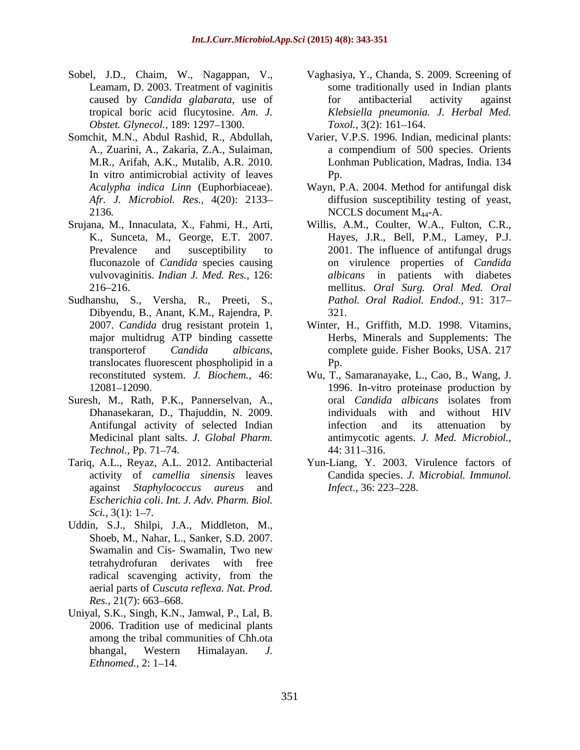Sobel, J.D., Chaim, W., Nagappan, V., Leamam, D. 2003. Treatment of vaginitis caused by *Candida glabarata,* use of tropical boric acid flucytosine. *Am. J. Obstet. Glynecol.,* 189: 1297–1300.

Somchit, M.N., Abdul Rashid, R., Abdullah, A., Zuarini, A., Zakaria, Z.A., Sulaiman, M.R., Arifah, A.K., Mutalib, A.R. 2010. In vitro antimicrobial activity of leaves *Acalypha indica Linn* (Euphorbiaceae). *Afr. J. Microbiol. Res.,* 4(20): 2133–2136*.*

Srujana, M., Innaculata, X., Fahmi, H., Arti, K., Sunceta, M., George, E.T. 2007. Prevalence and susceptibility to fluconazole of *Candida* species causing vulvovaginitis. *Indian J. Med. Res.,* 126: 216–216.

Sudhanshu, S., Versha, R., Preeti, S., Dibyendu, B., Anant, K.M., Rajendra, P. 2007. *Candida* drug resistant protein 1, major multidrug ATP binding cassette transporterof *Candida albicans*, translocates fluorescent phospholipid in a reconstituted system. *J. Biochem.,* 46: 12081–12090.

Suresh, M., Rath, P.K., Pannerselvan, A., Dhanasekaran, D., Thajuddin, N. 2009. Antifungal activity of selected Indian Medicinal plant salts. *J. Global Pharm. Technol.,* Pp. 71–74*.*

Tariq, A.L., Reyaz, A.L. 2012. Antibacterial activity of *camellia sinensis* leaves against *Staphylococcus aureus* and *Escherichia coli*. *Int. J. Adv. Pharm. Biol. Sci.,* 3(1): 1–7.

Uddin, S.J., Shilpi, J.A., Middleton, M., Shoeb, M., Nahar, L., Sanker, S.D. 2007. Swamalin and Cis- Swamalin, Two new tetrahydrofuran derivates with free radical scavenging activity, from the aerial parts of *Cuscuta reflexa. Nat. Prod. Res.,* 21(7): 663–668.

Uniyal, S.K., Singh, K.N., Jamwal, P., Lal, B. 2006. Tradition use of medicinal plants among the tribal communities of Chh.ota bhangal, Western Himalayan. *J. Ethnomed.,* 2: 1–14*.*

Vaghasiya, Y., Chanda, S. 2009. Screening of some traditionally used in Indian plants for antibacterial activity against *Klebsiella pneumonia. J. Herbal Med. Toxol.,* 3(2): 161–164.

Varier, V.P.S. 1996. Indian, medicinal plants: a compendium of 500 species. Orients Lonhman Publication, Madras, India. 134 Pp.

Wayn, P.A. 2004. Method for antifungal disk diffusion susceptibility testing of yeast, NCCLS document $M_{44}$-A.

Willis, A.M., Coulter, W.A., Fulton, C.R., Hayes, J.R., Bell, P.M., Lamey, P.J. 2001. The influence of antifungal drugs on virulence properties of *Candida albicans* in patients with diabetes mellitus. *Oral Surg. Oral Med. Oral Pathol. Oral Radiol. Endod.,* 91: 317–321.

Winter, H., Griffith, M.D. 1998. Vitamins, Herbs, Minerals and Supplements: The complete guide. Fisher Books, USA. 217 Pp.

Wu, T., Samaranayake, L., Cao, B., Wang, J. 1996. In-vitro proteinase production by oral *Candida albicans* isolates from individuals with and without HIV infection and its attenuation by antimycotic agents. *J. Med. Microbiol.,* 44: 311–316.

Yun-Liang, Y. 2003. Virulence factors of Candida species. *J. Microbial. Immunol. Infect.,* 36: 223–228.